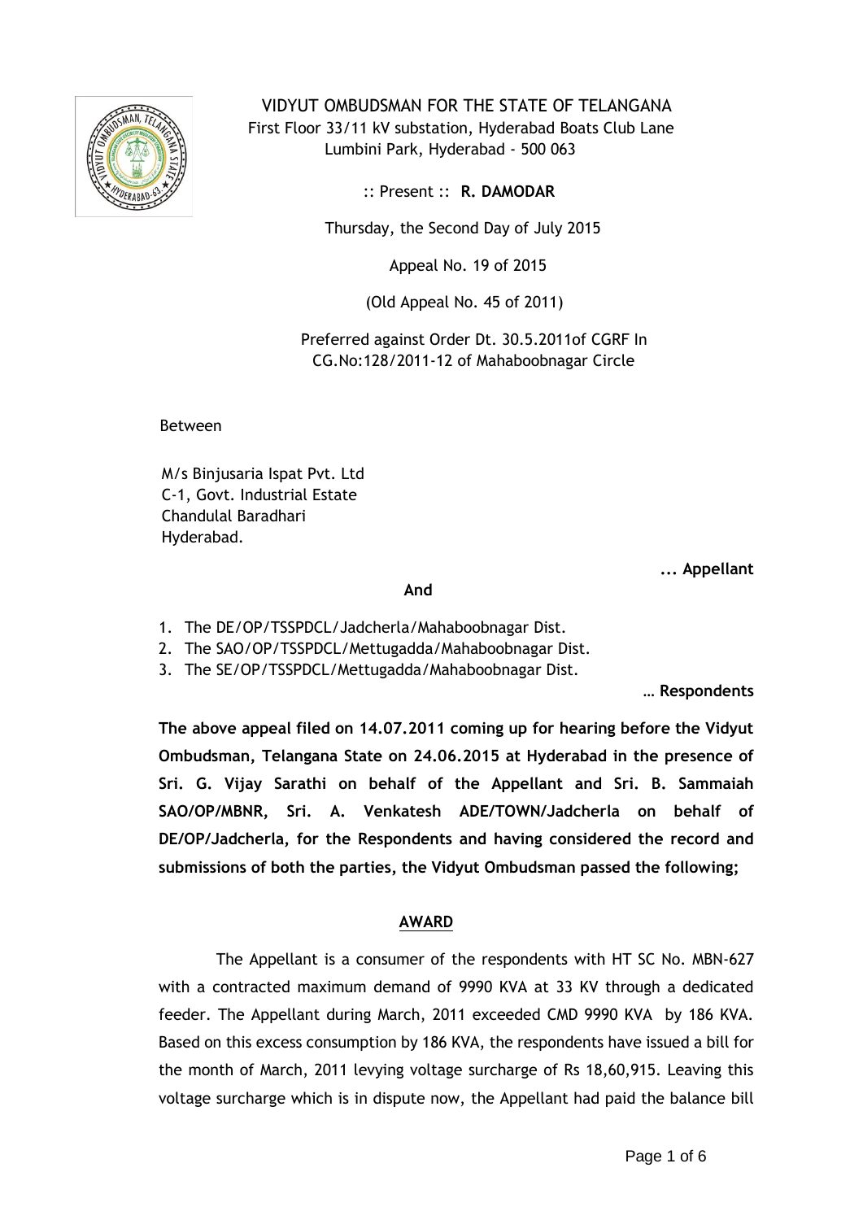VIDYUT OMBUDSMAN FOR THE STATE OF TELANGANA
First Floor 33/11 kV substation, Hyderabad Boats Club Lane
Lumbini Park, Hyderabad - 500 063

:: Present :: **R. DAMODAR**

Thursday, the Second Day of July 2015

Appeal No. 19 of 2015

(Old Appeal No. 45 of 2011)

Preferred against Order Dt. 30.5.2011of CGRF In CG.No:128/2011-12 of Mahaboobnagar Circle

Between

M/s Binjusaria Ispat Pvt. Ltd
C-1, Govt. Industrial Estate
Chandulal Baradhari
Hyderabad.

**... Appellant**

**And**

1. The DE/OP/TSSPDCL/Jadcherla/Mahaboobnagar Dist.
2. The SAO/OP/TSSPDCL/Mettugadda/Mahaboobnagar Dist.
3. The SE/OP/TSSPDCL/Mettugadda/Mahaboobnagar Dist.

**… Respondents**

**The above appeal filed on 14.07.2011 coming up for hearing before the Vidyut Ombudsman, Telangana State on 24.06.2015 at Hyderabad in the presence of Sri. G. Vijay Sarathi on behalf of the Appellant and Sri. B. Sammaiah SAO/OP/MBNR, Sri. A. Venkatesh ADE/TOWN/Jadcherla on behalf of DE/OP/Jadcherla, for the Respondents and having considered the record and submissions of both the parties, the Vidyut Ombudsman passed the following;**

## AWARD

The Appellant is a consumer of the respondents with HT SC No. MBN-627 with a contracted maximum demand of 9990 KVA at 33 KV through a dedicated feeder. The Appellant during March, 2011 exceeded CMD 9990 KVA by 186 KVA. Based on this excess consumption by 186 KVA, the respondents have issued a bill for the month of March, 2011 levying voltage surcharge of Rs 18,60,915. Leaving this voltage surcharge which is in dispute now, the Appellant had paid the balance bill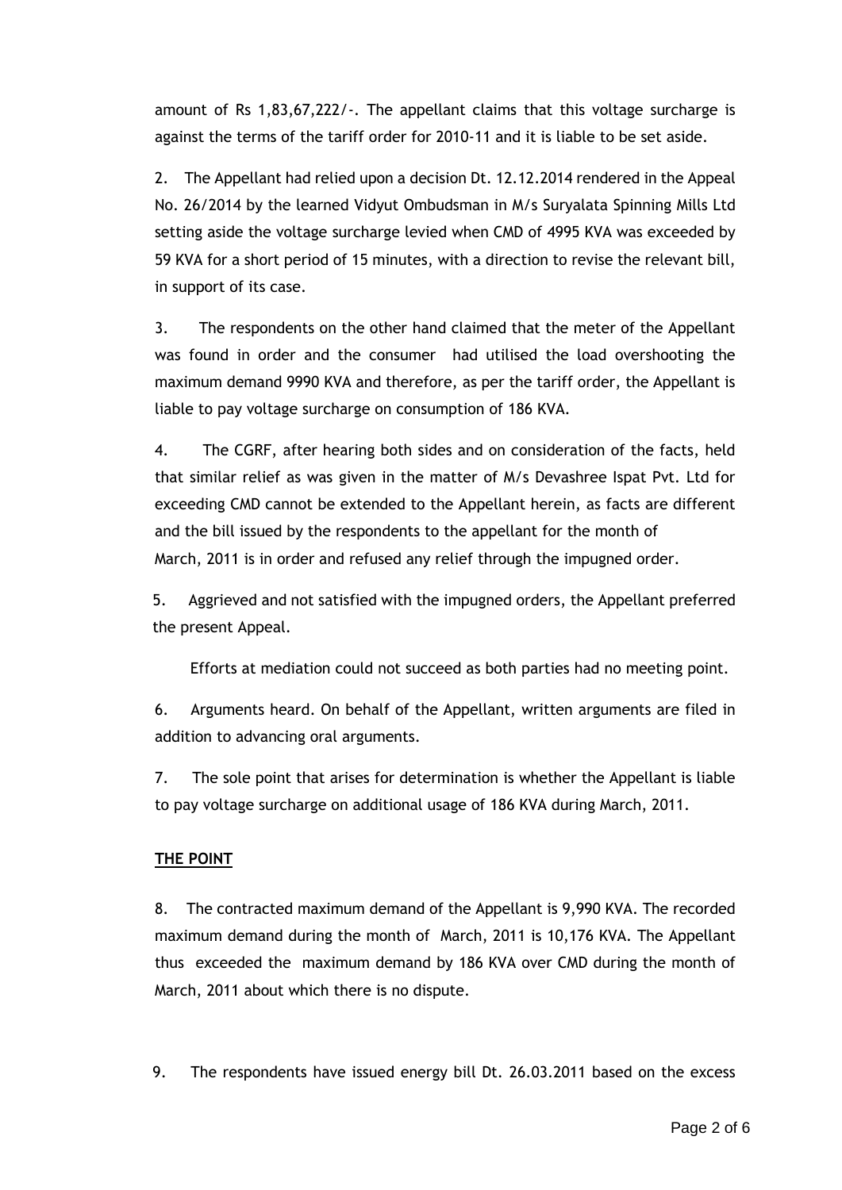amount of Rs 1,83,67,222/-. The appellant claims that this voltage surcharge is against the terms of the tariff order for 2010-11 and it is liable to be set aside.

2. The Appellant had relied upon a decision Dt. 12.12.2014 rendered in the Appeal No. 26/2014 by the learned Vidyut Ombudsman in M/s Suryalata Spinning Mills Ltd setting aside the voltage surcharge levied when CMD of 4995 KVA was exceeded by 59 KVA for a short period of 15 minutes, with a direction to revise the relevant bill, in support of its case.

3. The respondents on the other hand claimed that the meter of the Appellant was found in order and the consumer had utilised the load overshooting the maximum demand 9990 KVA and therefore, as per the tariff order, the Appellant is liable to pay voltage surcharge on consumption of 186 KVA.

4. The CGRF, after hearing both sides and on consideration of the facts, held that similar relief as was given in the matter of M/s Devashree Ispat Pvt. Ltd for exceeding CMD cannot be extended to the Appellant herein, as facts are different and the bill issued by the respondents to the appellant for the month of March, 2011 is in order and refused any relief through the impugned order.

5. Aggrieved and not satisfied with the impugned orders, the Appellant preferred the present Appeal.

Efforts at mediation could not succeed as both parties had no meeting point.

6. Arguments heard. On behalf of the Appellant, written arguments are filed in addition to advancing oral arguments.

7. The sole point that arises for determination is whether the Appellant is liable to pay voltage surcharge on additional usage of 186 KVA during March, 2011.

**THE POINT**

8. The contracted maximum demand of the Appellant is 9,990 KVA. The recorded maximum demand during the month of March, 2011 is 10,176 KVA. The Appellant thus exceeded the maximum demand by 186 KVA over CMD during the month of March, 2011 about which there is no dispute.

9. The respondents have issued energy bill Dt. 26.03.2011 based on the excess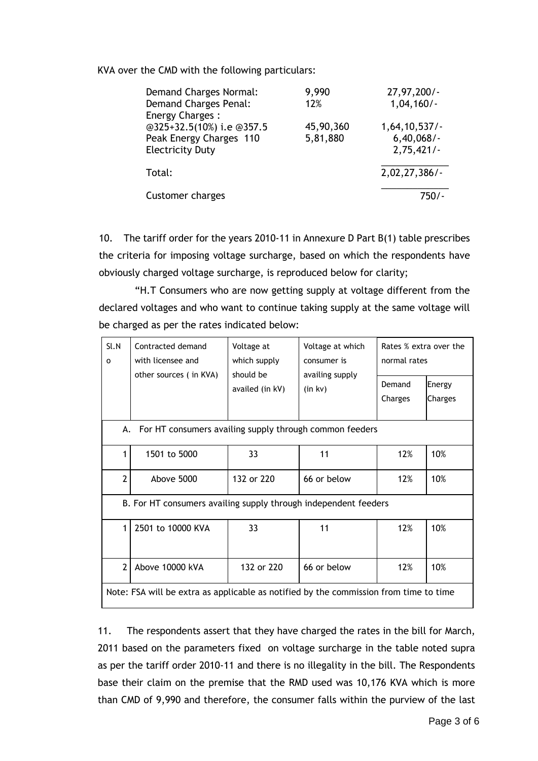KVA over the CMD with the following particulars:

| | | |
|---|---|---|
| Demand Charges Normal: | 9,990 | 27,97,200/- |
| Demand Charges Penal: | 12% | 1,04,160/- |
| Energy Charges : | | |
| @325+32.5(10%) i.e @357.5 | 45,90,360 | 1,64,10,537/- |
| Peak Energy Charges 110 | 5,81,880 | 6,40,068/- |
| Electricity Duty | | 2,75,421/- |
| Total: | | 2,02,27,386/- |
| Customer charges | | 750/- |

10. The tariff order for the years 2010-11 in Annexure D Part B(1) table prescribes the criteria for imposing voltage surcharge, based on which the respondents have obviously charged voltage surcharge, is reproduced below for clarity;

"H.T Consumers who are now getting supply at voltage different from the declared voltages and who want to continue taking supply at the same voltage will be charged as per the rates indicated below:

| Sl.No | Contracted demand with licensee and other sources ( in KVA) | Voltage at which supply should be availed (in kV) | Voltage at which consumer is availing supply (in kv) | Rates % extra over the normal rates | |
|---|---|---|---|---|---|
| | | | | Demand Charges | Energy Charges |
| A. For HT consumers availing supply through common feeders | | | | | |
| 1 | 1501 to 5000 | 33 | 11 | 12% | 10% |
| 2 | Above 5000 | 132 or 220 | 66 or below | 12% | 10% |
| B. For HT consumers availing supply through independent feeders | | | | | |
| 1 | 2501 to 10000 KVA | 33 | 11 | 12% | 10% |
| 2 | Above 10000 kVA | 132 or 220 | 66 or below | 12% | 10% |
| Note: FSA will be extra as applicable as notified by the commission from time to time | | | | | |

11. The respondents assert that they have charged the rates in the bill for March, 2011 based on the parameters fixed on voltage surcharge in the table noted supra as per the tariff order 2010-11 and there is no illegality in the bill. The Respondents base their claim on the premise that the RMD used was 10,176 KVA which is more than CMD of 9,990 and therefore, the consumer falls within the purview of the last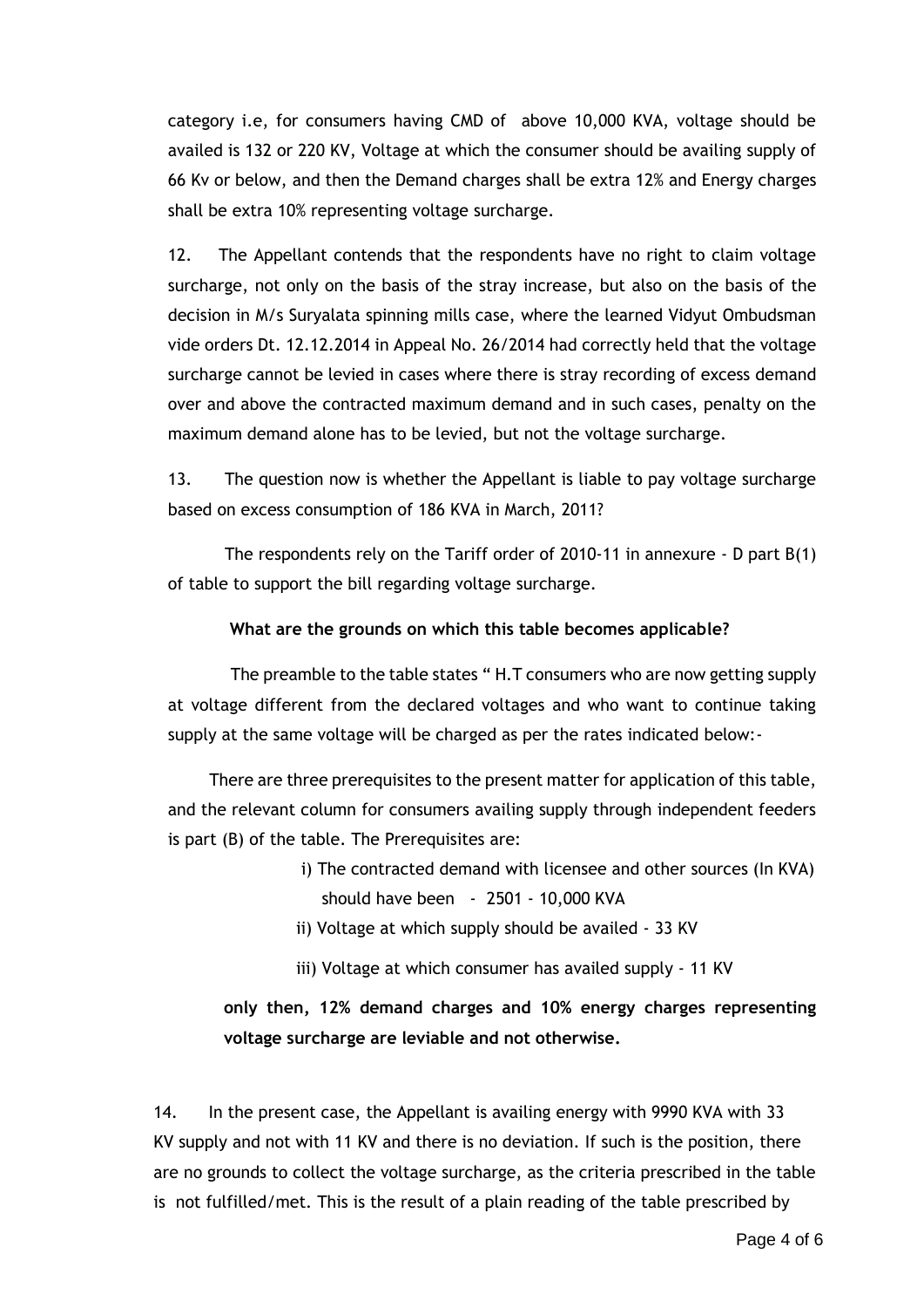category i.e, for consumers having CMD of above 10,000 KVA, voltage should be availed is 132 or 220 KV, Voltage at which the consumer should be availing supply of 66 Kv or below, and then the Demand charges shall be extra 12% and Energy charges shall be extra 10% representing voltage surcharge.

12. The Appellant contends that the respondents have no right to claim voltage surcharge, not only on the basis of the stray increase, but also on the basis of the decision in M/s Suryalata spinning mills case, where the learned Vidyut Ombudsman vide orders Dt. 12.12.2014 in Appeal No. 26/2014 had correctly held that the voltage surcharge cannot be levied in cases where there is stray recording of excess demand over and above the contracted maximum demand and in such cases, penalty on the maximum demand alone has to be levied, but not the voltage surcharge.

13. The question now is whether the Appellant is liable to pay voltage surcharge based on excess consumption of 186 KVA in March, 2011?

The respondents rely on the Tariff order of 2010-11 in annexure - D part B(1) of table to support the bill regarding voltage surcharge.

**What are the grounds on which this table becomes applicable?**

The preamble to the table states " H.T consumers who are now getting supply at voltage different from the declared voltages and who want to continue taking supply at the same voltage will be charged as per the rates indicated below:-

There are three prerequisites to the present matter for application of this table, and the relevant column for consumers availing supply through independent feeders is part (B) of the table. The Prerequisites are:

i) The contracted demand with licensee and other sources (In KVA) should have been - 2501 - 10,000 KVA

ii) Voltage at which supply should be availed - 33 KV

iii) Voltage at which consumer has availed supply - 11 KV

**only then, 12% demand charges and 10% energy charges representing voltage surcharge are leviable and not otherwise.**

14. In the present case, the Appellant is availing energy with 9990 KVA with 33 KV supply and not with 11 KV and there is no deviation. If such is the position, there are no grounds to collect the voltage surcharge, as the criteria prescribed in the table is not fulfilled/met. This is the result of a plain reading of the table prescribed by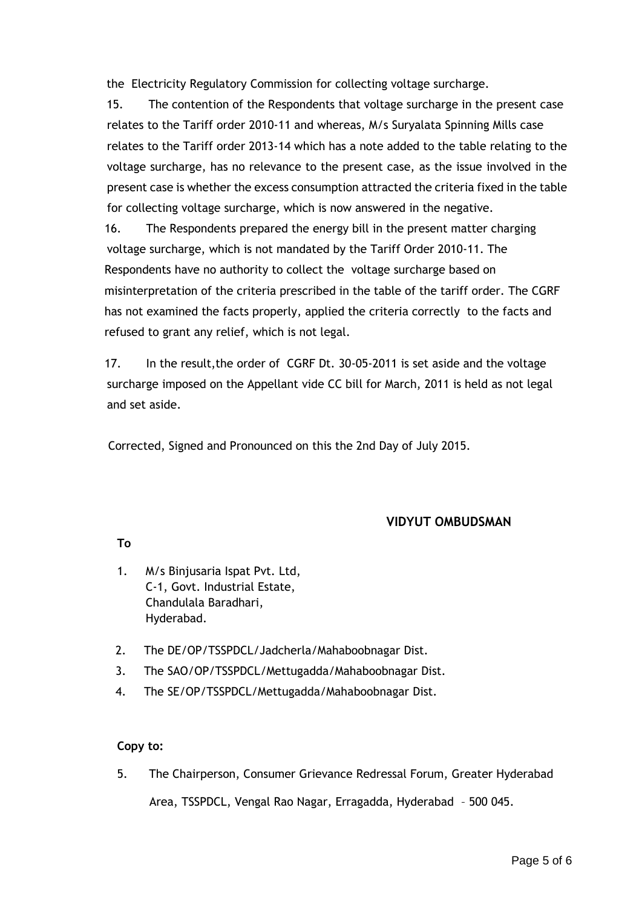the Electricity Regulatory Commission for collecting voltage surcharge.

15. The contention of the Respondents that voltage surcharge in the present case relates to the Tariff order 2010-11 and whereas, M/s Suryalata Spinning Mills case relates to the Tariff order 2013-14 which has a note added to the table relating to the voltage surcharge, has no relevance to the present case, as the issue involved in the present case is whether the excess consumption attracted the criteria fixed in the table for collecting voltage surcharge, which is now answered in the negative.

16. The Respondents prepared the energy bill in the present matter charging voltage surcharge, which is not mandated by the Tariff Order 2010-11. The Respondents have no authority to collect the voltage surcharge based on misinterpretation of the criteria prescribed in the table of the tariff order. The CGRF has not examined the facts properly, applied the criteria correctly to the facts and refused to grant any relief, which is not legal.

17. In the result,the order of CGRF Dt. 30-05-2011 is set aside and the voltage surcharge imposed on the Appellant vide CC bill for March, 2011 is held as not legal and set aside.

Corrected, Signed and Pronounced on this the 2nd Day of July 2015.

**VIDYUT OMBUDSMAN**

**To**

1. M/s Binjusaria Ispat Pvt. Ltd,
   C-1, Govt. Industrial Estate,
   Chandulala Baradhari,
   Hyderabad.
2. The DE/OP/TSSPDCL/Jadcherla/Mahaboobnagar Dist.
3. The SAO/OP/TSSPDCL/Mettugadda/Mahaboobnagar Dist.
4. The SE/OP/TSSPDCL/Mettugadda/Mahaboobnagar Dist.

**Copy to:**

5. The Chairperson, Consumer Grievance Redressal Forum, Greater Hyderabad Area, TSSPDCL, Vengal Rao Nagar, Erragadda, Hyderabad – 500 045.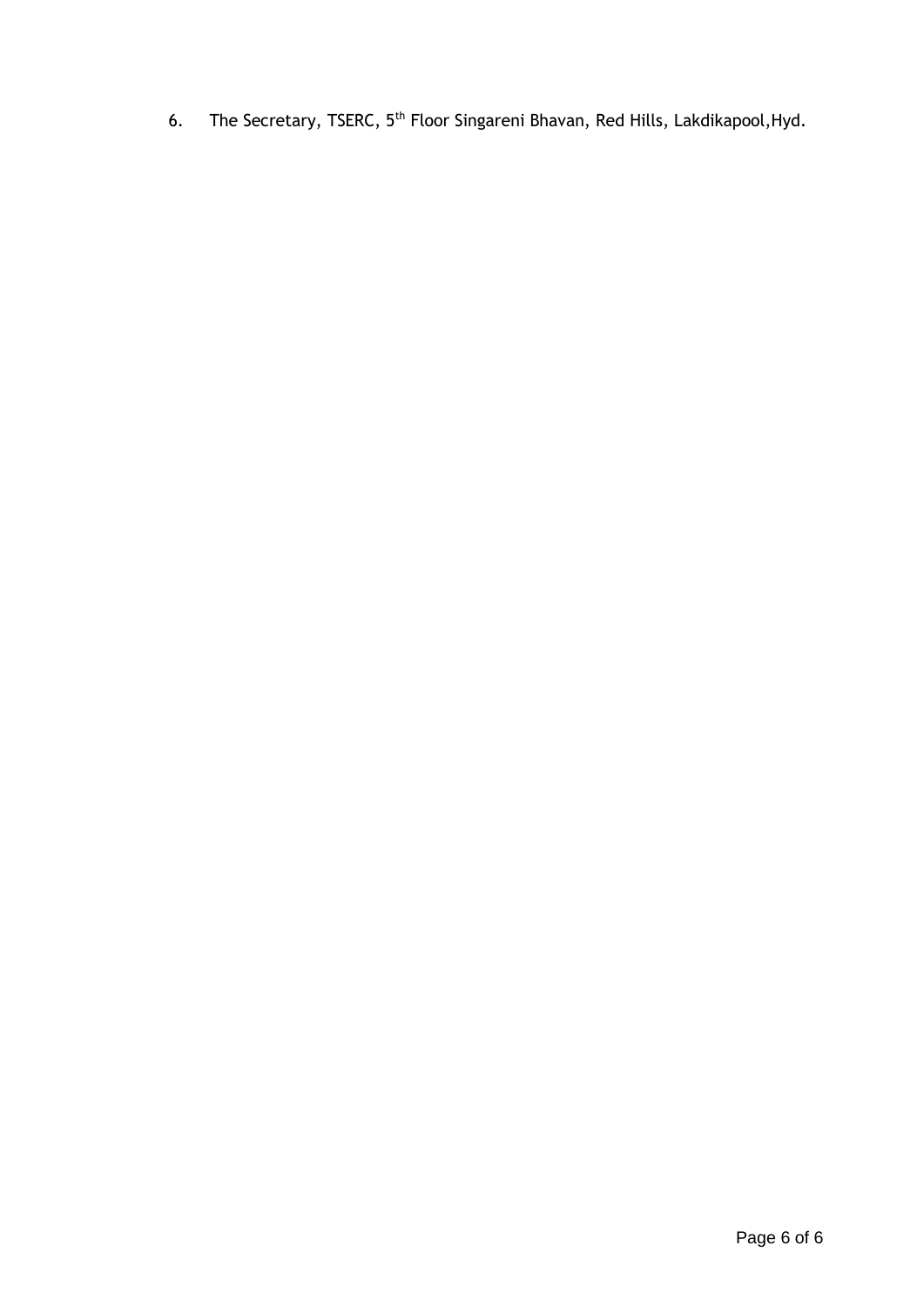6. The Secretary, TSERC, 5th Floor Singareni Bhavan, Red Hills, Lakdikapool,Hyd.